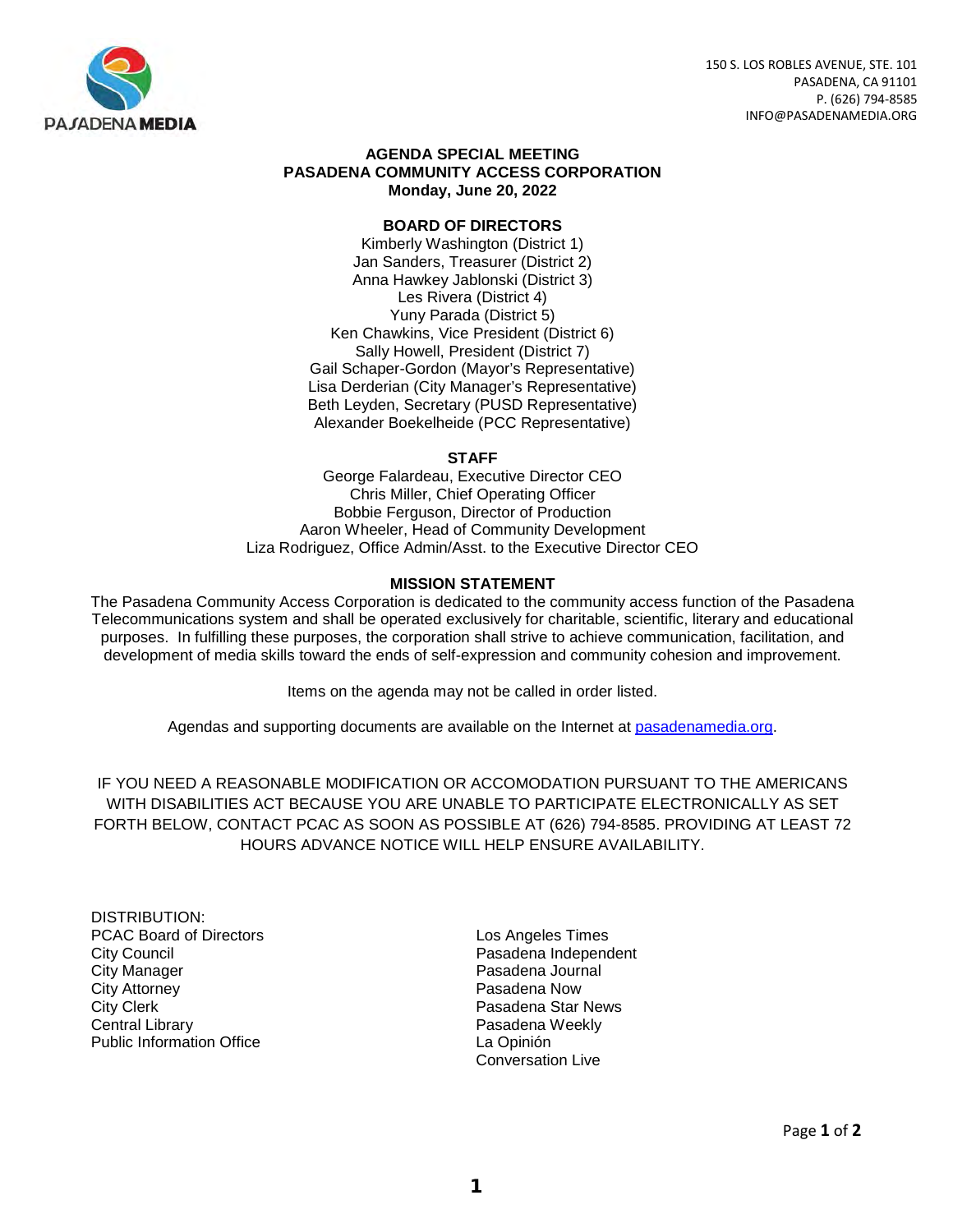150 S. LOS ROBLES AVENUE, STE. 101
PASADENA, CA 91101
P. (626) 794-8585
INFO@PASADENAMEDIA.ORG

# AGENDA SPECIAL MEETING
# PASADENA COMMUNITY ACCESS CORPORATION
**Monday, June 20, 2022**

## BOARD OF DIRECTORS

Kimberly Washington (District 1)
Jan Sanders, Treasurer (District 2)
Anna Hawkey Jablonski (District 3)
Les Rivera (District 4)
Yuny Parada (District 5)
Ken Chawkins, Vice President (District 6)
Sally Howell, President (District 7)
Gail Schaper-Gordon (Mayor's Representative)
Lisa Derderian (City Manager's Representative)
Beth Leyden, Secretary (PUSD Representative)
Alexander Boekelheide (PCC Representative)

## STAFF

George Falardeau, Executive Director CEO
Chris Miller, Chief Operating Officer
Bobbie Ferguson, Director of Production
Aaron Wheeler, Head of Community Development
Liza Rodriguez, Office Admin/Asst. to the Executive Director CEO

## MISSION STATEMENT

The Pasadena Community Access Corporation is dedicated to the community access function of the Pasadena Telecommunications system and shall be operated exclusively for charitable, scientific, literary and educational purposes. In fulfilling these purposes, the corporation shall strive to achieve communication, facilitation, and development of media skills toward the ends of self-expression and community cohesion and improvement.

Items on the agenda may not be called in order listed.

Agendas and supporting documents are available on the Internet at pasadenamedia.org.

IF YOU NEED A REASONABLE MODIFICATION OR ACCOMODATION PURSUANT TO THE AMERICANS WITH DISABILITIES ACT BECAUSE YOU ARE UNABLE TO PARTICIPATE ELECTRONICALLY AS SET FORTH BELOW, CONTACT PCAC AS SOON AS POSSIBLE AT (626) 794-8585. PROVIDING AT LEAST 72 HOURS ADVANCE NOTICE WILL HELP ENSURE AVAILABILITY.

DISTRIBUTION:
PCAC Board of Directors
City Council
City Manager
City Attorney
City Clerk
Central Library
Public Information Office

Los Angeles Times
Pasadena Independent
Pasadena Journal
Pasadena Now
Pasadena Star News
Pasadena Weekly
La Opinión
Conversation Live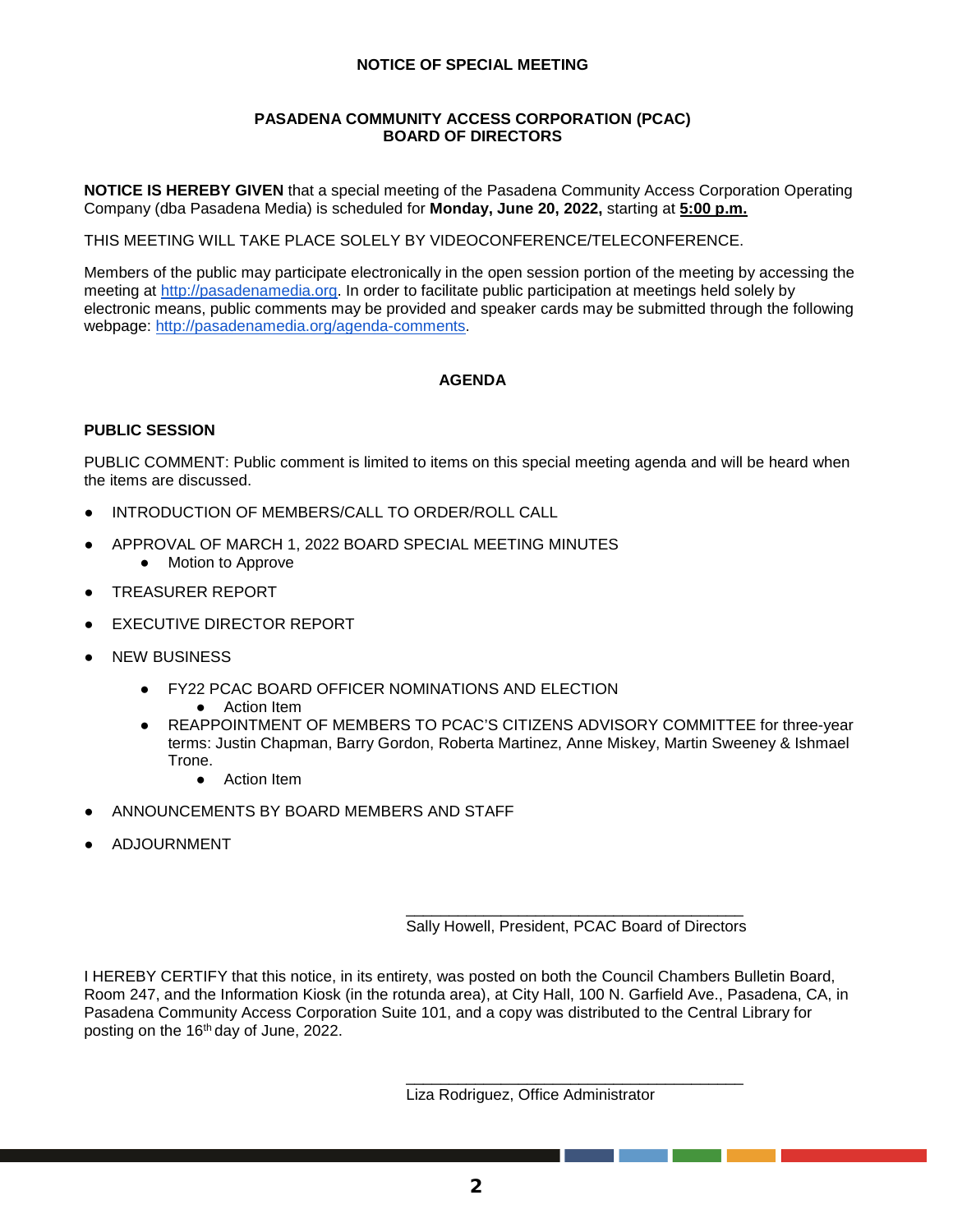**NOTICE OF SPECIAL MEETING**

**PASADENA COMMUNITY ACCESS CORPORATION (PCAC)**
**BOARD OF DIRECTORS**

**NOTICE IS HEREBY GIVEN** that a special meeting of the Pasadena Community Access Corporation Operating Company (dba Pasadena Media) is scheduled for **Monday, June 20, 2022,** starting at **5:00 p.m.**

THIS MEETING WILL TAKE PLACE SOLELY BY VIDEOCONFERENCE/TELECONFERENCE.

Members of the public may participate electronically in the open session portion of the meeting by accessing the meeting at http://pasadenamedia.org. In order to facilitate public participation at meetings held solely by electronic means, public comments may be provided and speaker cards may be submitted through the following webpage: http://pasadenamedia.org/agenda-comments.

**AGENDA**

**PUBLIC SESSION**

PUBLIC COMMENT: Public comment is limited to items on this special meeting agenda and will be heard when the items are discussed.

- INTRODUCTION OF MEMBERS/CALL TO ORDER/ROLL CALL
- APPROVAL OF MARCH 1, 2022 BOARD SPECIAL MEETING MINUTES
  - Motion to Approve
- TREASURER REPORT
- EXECUTIVE DIRECTOR REPORT
- NEW BUSINESS
  - FY22 PCAC BOARD OFFICER NOMINATIONS AND ELECTION
    - Action Item
  - REAPPOINTMENT OF MEMBERS TO PCAC'S CITIZENS ADVISORY COMMITTEE for three-year terms: Justin Chapman, Barry Gordon, Roberta Martinez, Anne Miskey, Martin Sweeney & Ishmael Trone.
    - Action Item
- ANNOUNCEMENTS BY BOARD MEMBERS AND STAFF
- ADJOURNMENT

\_\_\_\_\_\_\_\_\_\_\_\_\_\_\_\_\_\_\_\_\_\_\_\_\_\_\_\_\_\_\_\_\_\_\_\_\_\_\_\_
Sally Howell, President, PCAC Board of Directors

I HEREBY CERTIFY that this notice, in its entirety, was posted on both the Council Chambers Bulletin Board, Room 247, and the Information Kiosk (in the rotunda area), at City Hall, 100 N. Garfield Ave., Pasadena, CA, in Pasadena Community Access Corporation Suite 101, and a copy was distributed to the Central Library for posting on the 16th day of June, 2022.

\_\_\_\_\_\_\_\_\_\_\_\_\_\_\_\_\_\_\_\_\_\_\_\_\_\_\_\_\_\_\_\_\_\_\_\_\_\_\_\_
Liza Rodriguez, Office Administrator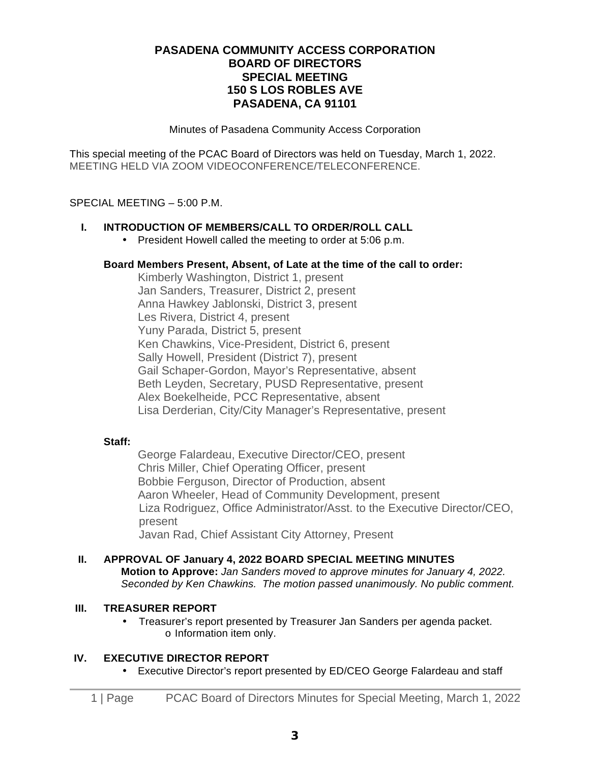# PASADENA COMMUNITY ACCESS CORPORATION
## BOARD OF DIRECTORS
## SPECIAL MEETING
## 150 S LOS ROBLES AVE
## PASADENA, CA 91101

Minutes of Pasadena Community Access Corporation

This special meeting of the PCAC Board of Directors was held on Tuesday, March 1, 2022.
MEETING HELD VIA ZOOM VIDEOCONFERENCE/TELECONFERENCE.

SPECIAL MEETING – 5:00 P.M.

### I. INTRODUCTION OF MEMBERS/CALL TO ORDER/ROLL CALL

- President Howell called the meeting to order at 5:06 p.m.

**Board Members Present, Absent, of Late at the time of the call to order:**

Kimberly Washington, District 1, present
Jan Sanders, Treasurer, District 2, present
Anna Hawkey Jablonski, District 3, present
Les Rivera, District 4, present
Yuny Parada, District 5, present
Ken Chawkins, Vice-President, District 6, present
Sally Howell, President (District 7), present
Gail Schaper-Gordon, Mayor's Representative, absent
Beth Leyden, Secretary, PUSD Representative, present
Alex Boekelheide, PCC Representative, absent
Lisa Derderian, City/City Manager's Representative, present

**Staff:**

George Falardeau, Executive Director/CEO, present
Chris Miller, Chief Operating Officer, present
Bobbie Ferguson, Director of Production, absent
Aaron Wheeler, Head of Community Development, present
Liza Rodriguez, Office Administrator/Asst. to the Executive Director/CEO, present
Javan Rad, Chief Assistant City Attorney, Present

### II. APPROVAL OF January 4, 2022 BOARD SPECIAL MEETING MINUTES

**Motion to Approve:** *Jan Sanders moved to approve minutes for January 4, 2022. Seconded by Ken Chawkins. The motion passed unanimously. No public comment.*

### III. TREASURER REPORT

- Treasurer's report presented by Treasurer Jan Sanders per agenda packet.
  - Information item only.

### IV. EXECUTIVE DIRECTOR REPORT

- Executive Director's report presented by ED/CEO George Falardeau and staff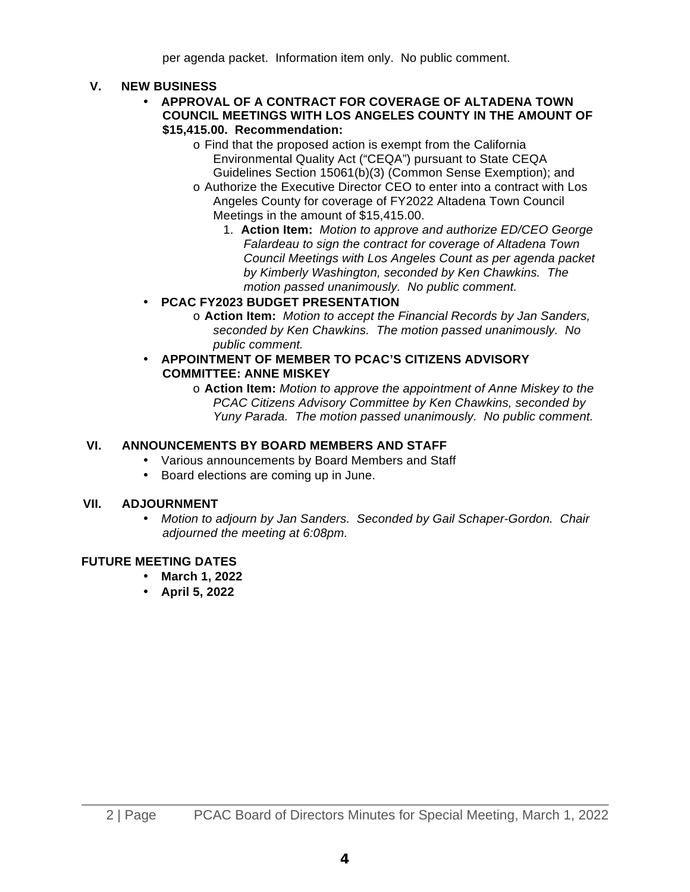per agenda packet. Information item only. No public comment.

## V. NEW BUSINESS

- **APPROVAL OF A CONTRACT FOR COVERAGE OF ALTADENA TOWN COUNCIL MEETINGS WITH LOS ANGELES COUNTY IN THE AMOUNT OF $15,415.00. Recommendation:**
  - Find that the proposed action is exempt from the California Environmental Quality Act (“CEQA”) pursuant to State CEQA Guidelines Section 15061(b)(3) (Common Sense Exemption); and
  - Authorize the Executive Director CEO to enter into a contract with Los Angeles County for coverage of FY2022 Altadena Town Council Meetings in the amount of $15,415.00.
    1. **Action Item:** *Motion to approve and authorize ED/CEO George Falardeau to sign the contract for coverage of Altadena Town Council Meetings with Los Angeles Count as per agenda packet by Kimberly Washington, seconded by Ken Chawkins. The motion passed unanimously. No public comment.*
- **PCAC FY2023 BUDGET PRESENTATION**
  - **Action Item:** *Motion to accept the Financial Records by Jan Sanders, seconded by Ken Chawkins. The motion passed unanimously. No public comment.*
- **APPOINTMENT OF MEMBER TO PCAC’S CITIZENS ADVISORY COMMITTEE: ANNE MISKEY**
  - **Action Item:** *Motion to approve the appointment of Anne Miskey to the PCAC Citizens Advisory Committee by Ken Chawkins, seconded by Yuny Parada. The motion passed unanimously. No public comment.*

## VI. ANNOUNCEMENTS BY BOARD MEMBERS AND STAFF

- Various announcements by Board Members and Staff
- Board elections are coming up in June.

## VII. ADJOURNMENT

- *Motion to adjourn by Jan Sanders. Seconded by Gail Schaper-Gordon. Chair adjourned the meeting at 6:08pm.*

## FUTURE MEETING DATES

- **March 1, 2022**
- **April 5, 2022**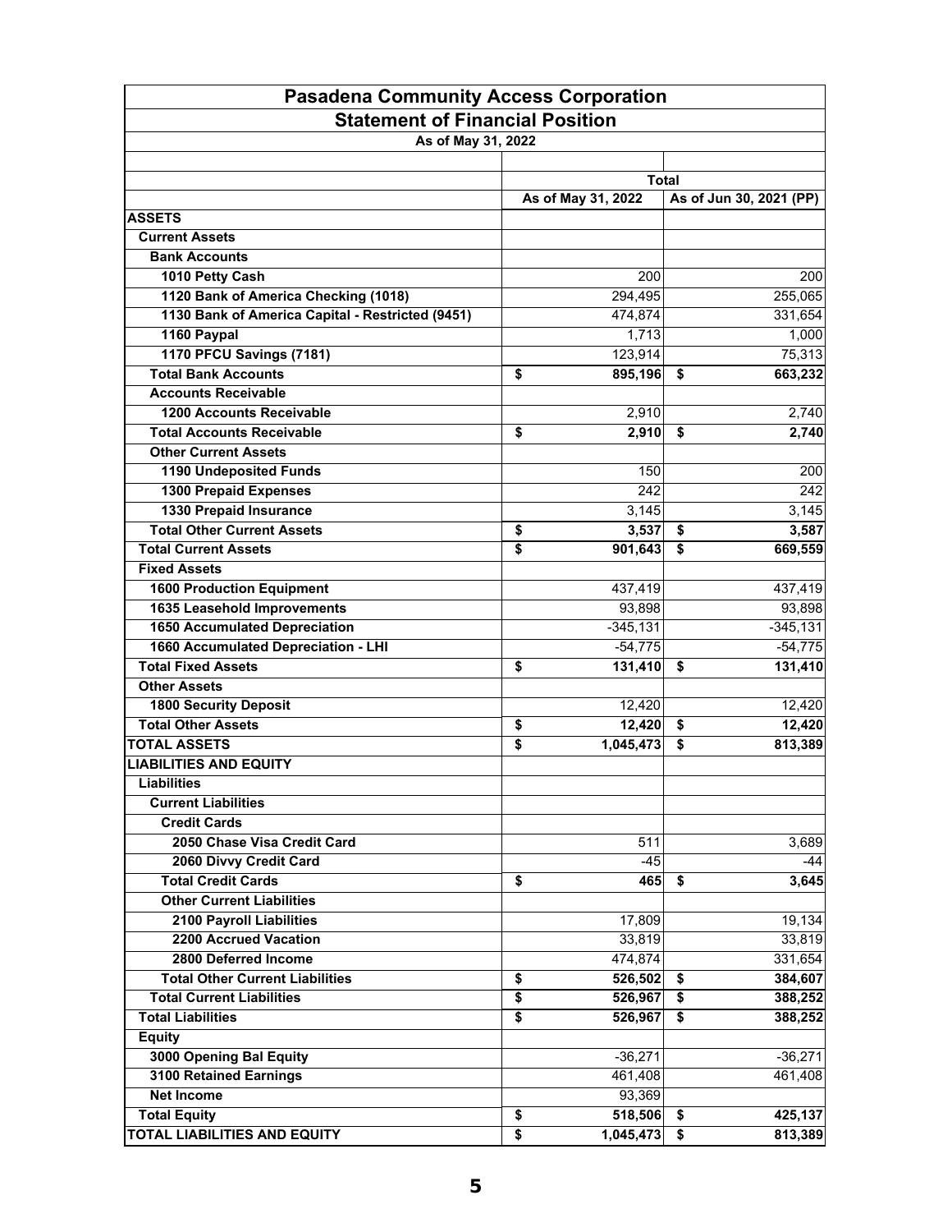# Pasadena Community Access Corporation

## Statement of Financial Position

### As of May 31, 2022

| | Total | |
|---|---|---|
| | As of May 31, 2022 | As of Jun 30, 2021 (PP) |
| **ASSETS** | | |
| **Current Assets** | | |
| **Bank Accounts** | | |
| 1010 Petty Cash | 200 | 200 |
| 1120 Bank of America Checking (1018) | 294,495 | 255,065 |
| 1130 Bank of America Capital - Restricted (9451) | 474,874 | 331,654 |
| 1160 Paypal | 1,713 | 1,000 |
| 1170 PFCU Savings (7181) | 123,914 | 75,313 |
| **Total Bank Accounts** | **$ 895,196** | **$ 663,232** |
| **Accounts Receivable** | | |
| 1200 Accounts Receivable | 2,910 | 2,740 |
| **Total Accounts Receivable** | **$ 2,910** | **$ 2,740** |
| **Other Current Assets** | | |
| 1190 Undeposited Funds | 150 | 200 |
| 1300 Prepaid Expenses | 242 | 242 |
| 1330 Prepaid Insurance | 3,145 | 3,145 |
| **Total Other Current Assets** | **$ 3,537** | **$ 3,587** |
| **Total Current Assets** | **$ 901,643** | **$ 669,559** |
| **Fixed Assets** | | |
| 1600 Production Equipment | 437,419 | 437,419 |
| 1635 Leasehold Improvements | 93,898 | 93,898 |
| 1650 Accumulated Depreciation | -345,131 | -345,131 |
| 1660 Accumulated Depreciation - LHI | -54,775 | -54,775 |
| **Total Fixed Assets** | **$ 131,410** | **$ 131,410** |
| **Other Assets** | | |
| 1800 Security Deposit | 12,420 | 12,420 |
| **Total Other Assets** | **$ 12,420** | **$ 12,420** |
| **TOTAL ASSETS** | **$ 1,045,473** | **$ 813,389** |
| **LIABILITIES AND EQUITY** | | |
| **Liabilities** | | |
| **Current Liabilities** | | |
| **Credit Cards** | | |
| 2050 Chase Visa Credit Card | 511 | 3,689 |
| 2060 Divvy Credit Card | -45 | -44 |
| **Total Credit Cards** | **$ 465** | **$ 3,645** |
| **Other Current Liabilities** | | |
| 2100 Payroll Liabilities | 17,809 | 19,134 |
| 2200 Accrued Vacation | 33,819 | 33,819 |
| 2800 Deferred Income | 474,874 | 331,654 |
| **Total Other Current Liabilities** | **$ 526,502** | **$ 384,607** |
| **Total Current Liabilities** | **$ 526,967** | **$ 388,252** |
| **Total Liabilities** | **$ 526,967** | **$ 388,252** |
| **Equity** | | |
| 3000 Opening Bal Equity | -36,271 | -36,271 |
| 3100 Retained Earnings | 461,408 | 461,408 |
| Net Income | 93,369 | |
| **Total Equity** | **$ 518,506** | **$ 425,137** |
| **TOTAL LIABILITIES AND EQUITY** | **$ 1,045,473** | **$ 813,389** |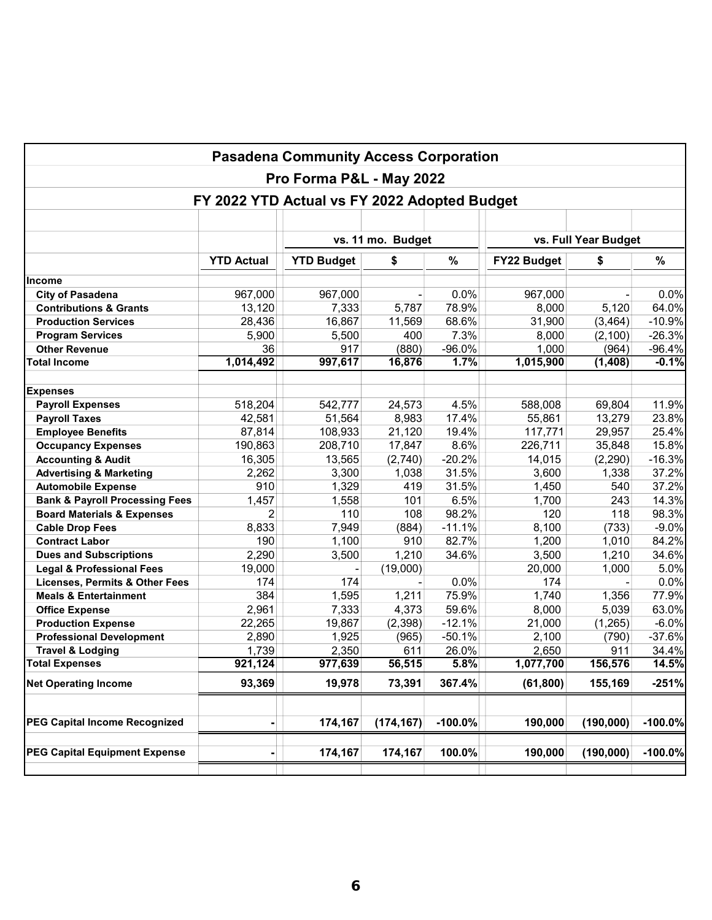# Pasadena Community Access Corporation

## Pro Forma P&L - May 2022

### FY 2022 YTD Actual vs FY 2022 Adopted Budget

| | | vs. 11 mo. Budget | | | vs. Full Year Budget | | |
|---|---|---|---|---|---|---|---|
| | **YTD Actual** | **YTD Budget** | **$** | **%** | **FY22 Budget** | **$** | **%** |
| **Income** | | | | | | | |
| **City of Pasadena** | 967,000 | 967,000 | - | 0.0% | 967,000 | - | 0.0% |
| **Contributions & Grants** | 13,120 | 7,333 | 5,787 | 78.9% | 8,000 | 5,120 | 64.0% |
| **Production Services** | 28,436 | 16,867 | 11,569 | 68.6% | 31,900 | (3,464) | -10.9% |
| **Program Services** | 5,900 | 5,500 | 400 | 7.3% | 8,000 | (2,100) | -26.3% |
| **Other Revenue** | 36 | 917 | (880) | -96.0% | 1,000 | (964) | -96.4% |
| **Total Income** | **1,014,492** | **997,617** | **16,876** | **1.7%** | **1,015,900** | **(1,408)** | **-0.1%** |
| **Expenses** | | | | | | | |
| **Payroll Expenses** | 518,204 | 542,777 | 24,573 | 4.5% | 588,008 | 69,804 | 11.9% |
| **Payroll Taxes** | 42,581 | 51,564 | 8,983 | 17.4% | 55,861 | 13,279 | 23.8% |
| **Employee Benefits** | 87,814 | 108,933 | 21,120 | 19.4% | 117,771 | 29,957 | 25.4% |
| **Occupancy Expenses** | 190,863 | 208,710 | 17,847 | 8.6% | 226,711 | 35,848 | 15.8% |
| **Accounting & Audit** | 16,305 | 13,565 | (2,740) | -20.2% | 14,015 | (2,290) | -16.3% |
| **Advertising & Marketing** | 2,262 | 3,300 | 1,038 | 31.5% | 3,600 | 1,338 | 37.2% |
| **Automobile Expense** | 910 | 1,329 | 419 | 31.5% | 1,450 | 540 | 37.2% |
| **Bank & Payroll Processing Fees** | 1,457 | 1,558 | 101 | 6.5% | 1,700 | 243 | 14.3% |
| **Board Materials & Expenses** | 2 | 110 | 108 | 98.2% | 120 | 118 | 98.3% |
| **Cable Drop Fees** | 8,833 | 7,949 | (884) | -11.1% | 8,100 | (733) | -9.0% |
| **Contract Labor** | 190 | 1,100 | 910 | 82.7% | 1,200 | 1,010 | 84.2% |
| **Dues and Subscriptions** | 2,290 | 3,500 | 1,210 | 34.6% | 3,500 | 1,210 | 34.6% |
| **Legal & Professional Fees** | 19,000 | - | (19,000) | | 20,000 | 1,000 | 5.0% |
| **Licenses, Permits & Other Fees** | 174 | 174 | - | 0.0% | 174 | - | 0.0% |
| **Meals & Entertainment** | 384 | 1,595 | 1,211 | 75.9% | 1,740 | 1,356 | 77.9% |
| **Office Expense** | 2,961 | 7,333 | 4,373 | 59.6% | 8,000 | 5,039 | 63.0% |
| **Production Expense** | 22,265 | 19,867 | (2,398) | -12.1% | 21,000 | (1,265) | -6.0% |
| **Professional Development** | 2,890 | 1,925 | (965) | -50.1% | 2,100 | (790) | -37.6% |
| **Travel & Lodging** | 1,739 | 2,350 | 611 | 26.0% | 2,650 | 911 | 34.4% |
| **Total Expenses** | **921,124** | **977,639** | **56,515** | **5.8%** | **1,077,700** | **156,576** | **14.5%** |
| **Net Operating Income** | **93,369** | **19,978** | **73,391** | **367.4%** | **(61,800)** | **155,169** | **-251%** |
| **PEG Capital Income Recognized** | **-** | **174,167** | **(174,167)** | **-100.0%** | **190,000** | **(190,000)** | **-100.0%** |
| **PEG Capital Equipment Expense** | **-** | **174,167** | **174,167** | **100.0%** | **190,000** | **(190,000)** | **-100.0%** |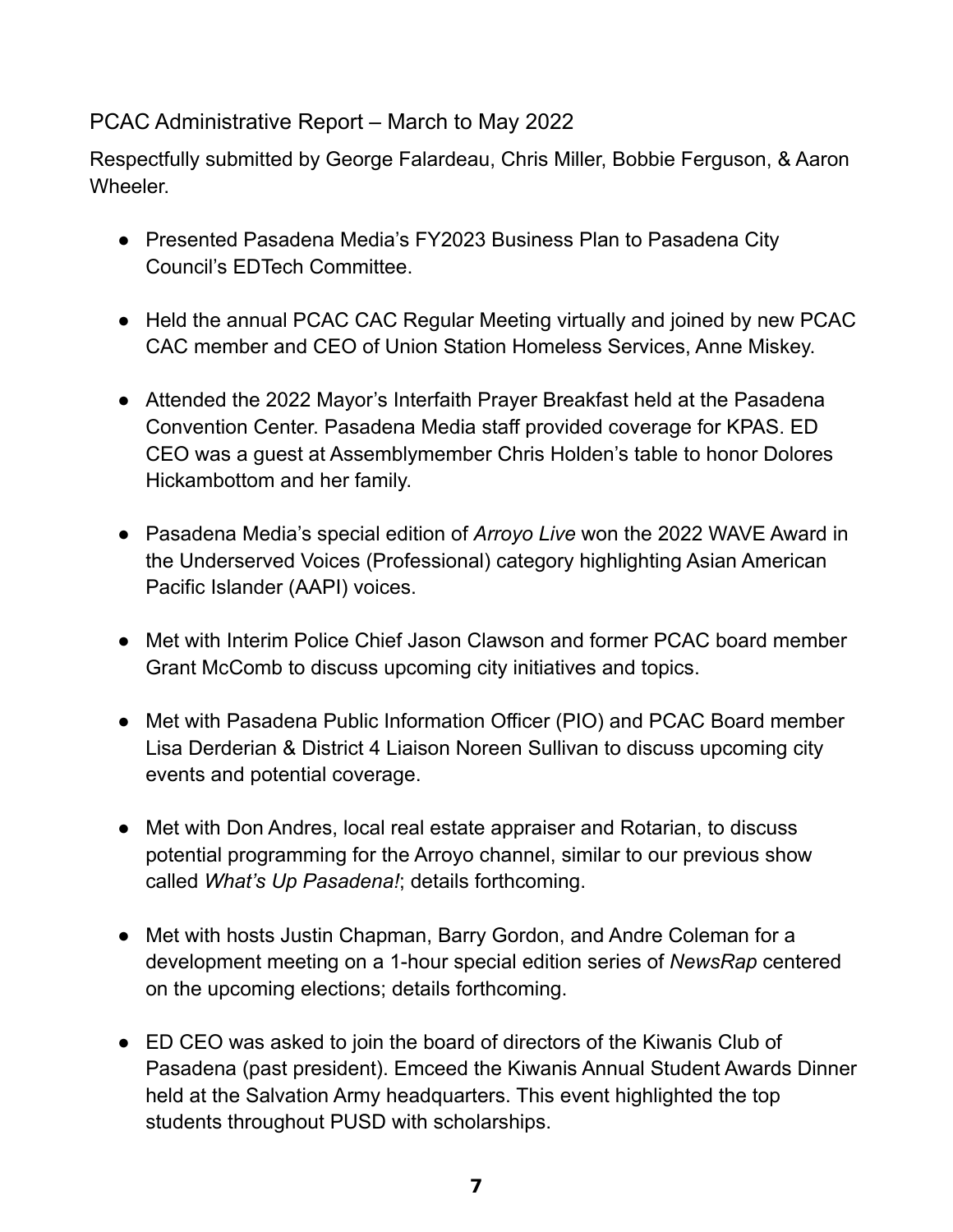PCAC Administrative Report – March to May 2022

Respectfully submitted by George Falardeau, Chris Miller, Bobbie Ferguson, & Aaron Wheeler.

- Presented Pasadena Media's FY2023 Business Plan to Pasadena City Council's EDTech Committee.

- Held the annual PCAC CAC Regular Meeting virtually and joined by new PCAC CAC member and CEO of Union Station Homeless Services, Anne Miskey.

- Attended the 2022 Mayor's Interfaith Prayer Breakfast held at the Pasadena Convention Center. Pasadena Media staff provided coverage for KPAS. ED CEO was a guest at Assemblymember Chris Holden's table to honor Dolores Hickambottom and her family.

- Pasadena Media's special edition of *Arroyo Live* won the 2022 WAVE Award in the Underserved Voices (Professional) category highlighting Asian American Pacific Islander (AAPI) voices.

- Met with Interim Police Chief Jason Clawson and former PCAC board member Grant McComb to discuss upcoming city initiatives and topics.

- Met with Pasadena Public Information Officer (PIO) and PCAC Board member Lisa Derderian & District 4 Liaison Noreen Sullivan to discuss upcoming city events and potential coverage.

- Met with Don Andres, local real estate appraiser and Rotarian, to discuss potential programming for the Arroyo channel, similar to our previous show called *What's Up Pasadena!*; details forthcoming.

- Met with hosts Justin Chapman, Barry Gordon, and Andre Coleman for a development meeting on a 1-hour special edition series of *NewsRap* centered on the upcoming elections; details forthcoming.

- ED CEO was asked to join the board of directors of the Kiwanis Club of Pasadena (past president). Emceed the Kiwanis Annual Student Awards Dinner held at the Salvation Army headquarters. This event highlighted the top students throughout PUSD with scholarships.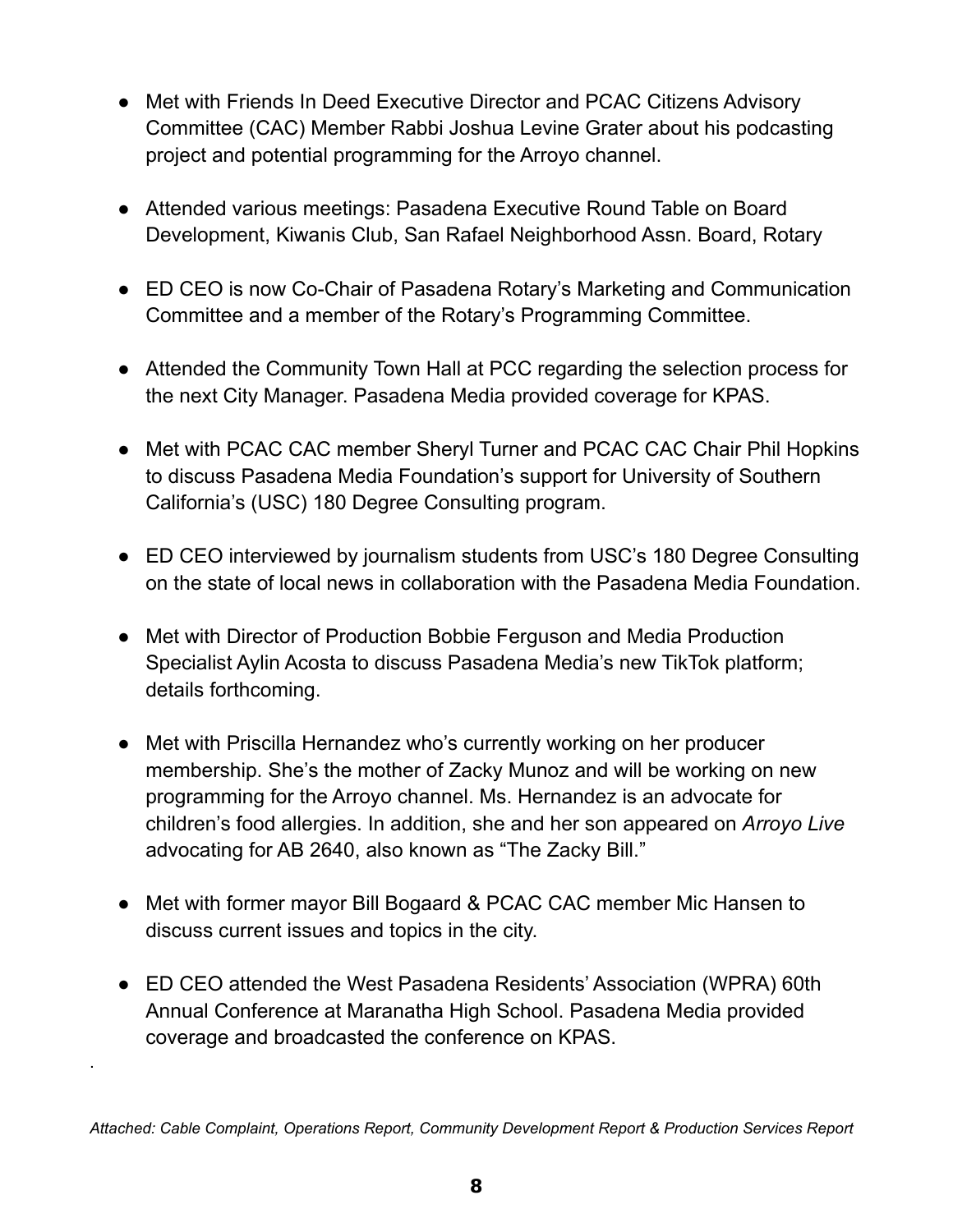- Met with Friends In Deed Executive Director and PCAC Citizens Advisory Committee (CAC) Member Rabbi Joshua Levine Grater about his podcasting project and potential programming for the Arroyo channel.

- Attended various meetings: Pasadena Executive Round Table on Board Development, Kiwanis Club, San Rafael Neighborhood Assn. Board, Rotary

- ED CEO is now Co-Chair of Pasadena Rotary's Marketing and Communication Committee and a member of the Rotary's Programming Committee.

- Attended the Community Town Hall at PCC regarding the selection process for the next City Manager. Pasadena Media provided coverage for KPAS.

- Met with PCAC CAC member Sheryl Turner and PCAC CAC Chair Phil Hopkins to discuss Pasadena Media Foundation's support for University of Southern California's (USC) 180 Degree Consulting program.

- ED CEO interviewed by journalism students from USC's 180 Degree Consulting on the state of local news in collaboration with the Pasadena Media Foundation.

- Met with Director of Production Bobbie Ferguson and Media Production Specialist Aylin Acosta to discuss Pasadena Media's new TikTok platform; details forthcoming.

- Met with Priscilla Hernandez who's currently working on her producer membership. She's the mother of Zacky Munoz and will be working on new programming for the Arroyo channel. Ms. Hernandez is an advocate for children's food allergies. In addition, she and her son appeared on *Arroyo Live* advocating for AB 2640, also known as "The Zacky Bill."

- Met with former mayor Bill Bogaard & PCAC CAC member Mic Hansen to discuss current issues and topics in the city.

- ED CEO attended the West Pasadena Residents' Association (WPRA) 60th Annual Conference at Maranatha High School. Pasadena Media provided coverage and broadcasted the conference on KPAS.

*Attached: Cable Complaint, Operations Report, Community Development Report & Production Services Report*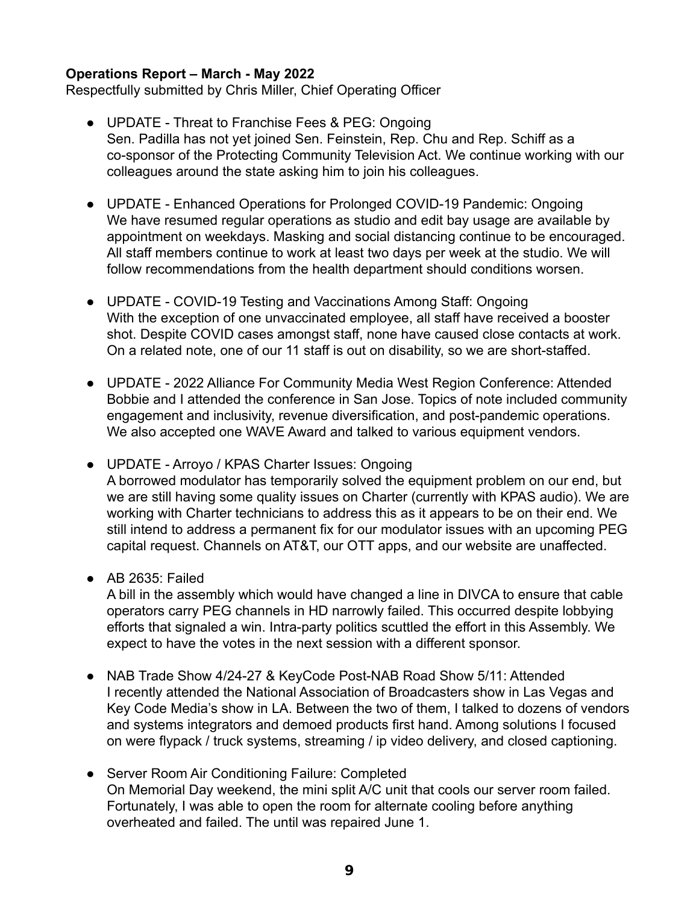**Operations Report – March - May 2022**
Respectfully submitted by Chris Miller, Chief Operating Officer

- UPDATE - Threat to Franchise Fees & PEG: Ongoing
  Sen. Padilla has not yet joined Sen. Feinstein, Rep. Chu and Rep. Schiff as a co-sponsor of the Protecting Community Television Act. We continue working with our colleagues around the state asking him to join his colleagues.

- UPDATE - Enhanced Operations for Prolonged COVID-19 Pandemic: Ongoing
  We have resumed regular operations as studio and edit bay usage are available by appointment on weekdays. Masking and social distancing continue to be encouraged. All staff members continue to work at least two days per week at the studio. We will follow recommendations from the health department should conditions worsen.

- UPDATE - COVID-19 Testing and Vaccinations Among Staff: Ongoing
  With the exception of one unvaccinated employee, all staff have received a booster shot. Despite COVID cases amongst staff, none have caused close contacts at work. On a related note, one of our 11 staff is out on disability, so we are short-staffed.

- UPDATE - 2022 Alliance For Community Media West Region Conference: Attended
  Bobbie and I attended the conference in San Jose. Topics of note included community engagement and inclusivity, revenue diversification, and post-pandemic operations. We also accepted one WAVE Award and talked to various equipment vendors.

- UPDATE - Arroyo / KPAS Charter Issues: Ongoing
  A borrowed modulator has temporarily solved the equipment problem on our end, but we are still having some quality issues on Charter (currently with KPAS audio). We are working with Charter technicians to address this as it appears to be on their end. We still intend to address a permanent fix for our modulator issues with an upcoming PEG capital request. Channels on AT&T, our OTT apps, and our website are unaffected.

- AB 2635: Failed
  A bill in the assembly which would have changed a line in DIVCA to ensure that cable operators carry PEG channels in HD narrowly failed. This occurred despite lobbying efforts that signaled a win. Intra-party politics scuttled the effort in this Assembly. We expect to have the votes in the next session with a different sponsor.

- NAB Trade Show 4/24-27 & KeyCode Post-NAB Road Show 5/11: Attended
  I recently attended the National Association of Broadcasters show in Las Vegas and Key Code Media's show in LA. Between the two of them, I talked to dozens of vendors and systems integrators and demoed products first hand. Among solutions I focused on were flypack / truck systems, streaming / ip video delivery, and closed captioning.

- Server Room Air Conditioning Failure: Completed
  On Memorial Day weekend, the mini split A/C unit that cools our server room failed. Fortunately, I was able to open the room for alternate cooling before anything overheated and failed. The until was repaired June 1.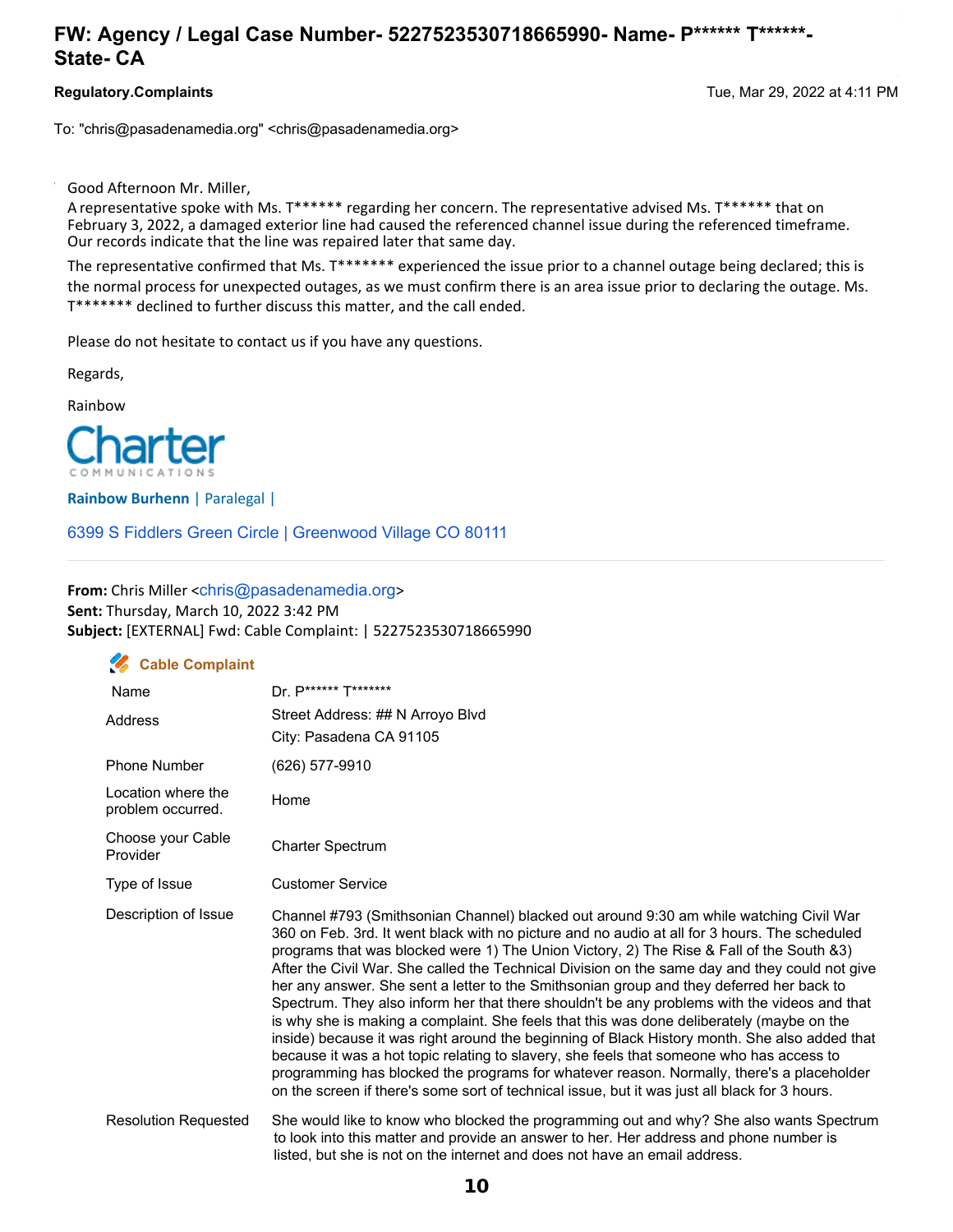# FW: Agency / Legal Case Number- 5227523530718665990- Name- P****** T******- State- CA

**Regulatory.Complaints** Tue, Mar 29, 2022 at 4:11 PM

To: "chris@pasadenamedia.org" <chris@pasadenamedia.org>

Good Afternoon Mr. Miller,

A representative spoke with Ms. T****** regarding her concern. The representative advised Ms. T****** that on February 3, 2022, a damaged exterior line had caused the referenced channel issue during the referenced timeframe. Our records indicate that the line was repaired later that same day.

The representative confirmed that Ms. T******* experienced the issue prior to a channel outage being declared; this is the normal process for unexpected outages, as we must confirm there is an area issue prior to declaring the outage. Ms. T******* declined to further discuss this matter, and the call ended.

Please do not hesitate to contact us if you have any questions.

Regards,

Rainbow

Charter COMMUNICATIONS

**Rainbow Burhenn** | Paralegal |

6399 S Fiddlers Green Circle | Greenwood Village CO 80111

---

**From:** Chris Miller <chris@pasadenamedia.org>
**Sent:** Thursday, March 10, 2022 3:42 PM
**Subject:** [EXTERNAL] Fwd: Cable Complaint: | 5227523530718665990

**Cable Complaint**

| | |
|---|---|
| Name | Dr. P****** T******* |
| Address | Street Address: ## N Arroyo Blvd<br>City: Pasadena CA 91105 |
| Phone Number | (626) 577-9910 |
| Location where the problem occurred. | Home |
| Choose your Cable Provider | Charter Spectrum |
| Type of Issue | Customer Service |
| Description of Issue | Channel #793 (Smithsonian Channel) blacked out around 9:30 am while watching Civil War 360 on Feb. 3rd. It went black with no picture and no audio at all for 3 hours. The scheduled programs that was blocked were 1) The Union Victory, 2) The Rise & Fall of the South &3) After the Civil War. She called the Technical Division on the same day and they could not give her any answer. She sent a letter to the Smithsonian group and they deferred her back to Spectrum. They also inform her that there shouldn't be any problems with the videos and that is why she is making a complaint. She feels that this was done deliberately (maybe on the inside) because it was right around the beginning of Black History month. She also added that because it was a hot topic relating to slavery, she feels that someone who has access to programming has blocked the programs for whatever reason. Normally, there's a placeholder on the screen if there's some sort of technical issue, but it was just all black for 3 hours. |
| Resolution Requested | She would like to know who blocked the programming out and why? She also wants Spectrum to look into this matter and provide an answer to her. Her address and phone number is listed, but she is not on the internet and does not have an email address. |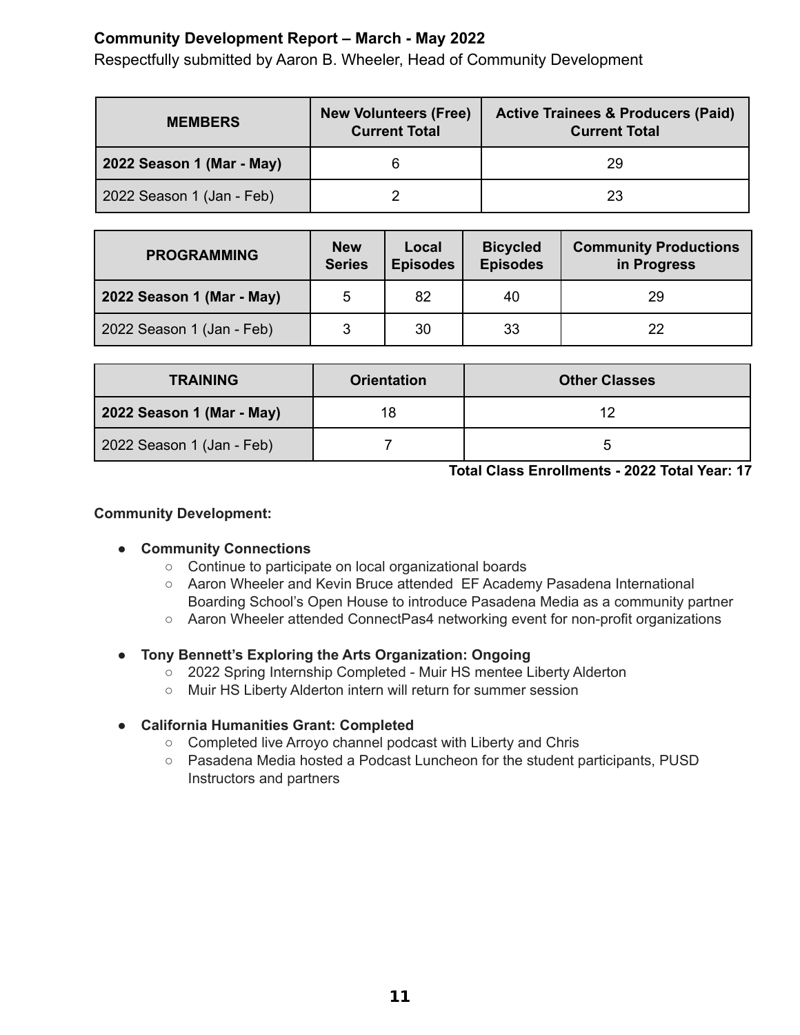**Community Development Report – March - May 2022**

Respectfully submitted by Aaron B. Wheeler, Head of Community Development

| MEMBERS | New Volunteers (Free) Current Total | Active Trainees & Producers (Paid) Current Total |
|---|---|---|
| **2022 Season 1 (Mar - May)** | 6 | 29 |
| 2022 Season 1 (Jan - Feb) | 2 | 23 |

| PROGRAMMING | New Series | Local Episodes | Bicycled Episodes | Community Productions in Progress |
|---|---|---|---|---|
| **2022 Season 1 (Mar - May)** | 5 | 82 | 40 | 29 |
| 2022 Season 1 (Jan - Feb) | 3 | 30 | 33 | 22 |

| TRAINING | Orientation | Other Classes |
|---|---|---|
| **2022 Season 1 (Mar - May)** | 18 | 12 |
| 2022 Season 1 (Jan - Feb) | 7 | 5 |

**Total Class Enrollments - 2022 Total Year: 17**

**Community Development:**

- **Community Connections**
  - Continue to participate on local organizational boards
  - Aaron Wheeler and Kevin Bruce attended EF Academy Pasadena International Boarding School's Open House to introduce Pasadena Media as a community partner
  - Aaron Wheeler attended ConnectPas4 networking event for non-profit organizations

- **Tony Bennett's Exploring the Arts Organization: Ongoing**
  - 2022 Spring Internship Completed - Muir HS mentee Liberty Alderton
  - Muir HS Liberty Alderton intern will return for summer session

- **California Humanities Grant: Completed**
  - Completed live Arroyo channel podcast with Liberty and Chris
  - Pasadena Media hosted a Podcast Luncheon for the student participants, PUSD Instructors and partners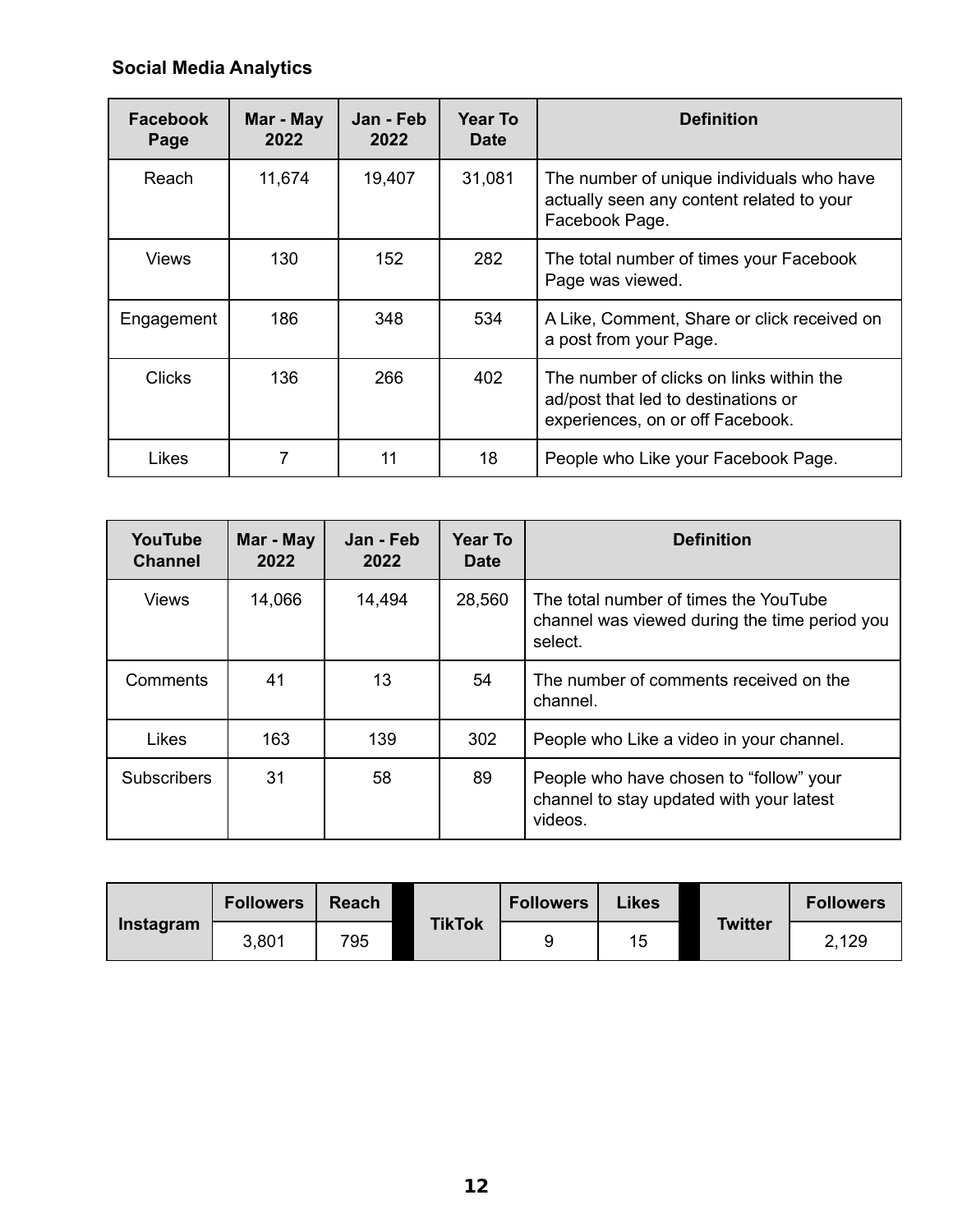**Social Media Analytics**

| Facebook Page | Mar - May 2022 | Jan - Feb 2022 | Year To Date | Definition |
|---|---|---|---|---|
| Reach | 11,674 | 19,407 | 31,081 | The number of unique individuals who have actually seen any content related to your Facebook Page. |
| Views | 130 | 152 | 282 | The total number of times your Facebook Page was viewed. |
| Engagement | 186 | 348 | 534 | A Like, Comment, Share or click received on a post from your Page. |
| Clicks | 136 | 266 | 402 | The number of clicks on links within the ad/post that led to destinations or experiences, on or off Facebook. |
| Likes | 7 | 11 | 18 | People who Like your Facebook Page. |

| YouTube Channel | Mar - May 2022 | Jan - Feb 2022 | Year To Date | Definition |
|---|---|---|---|---|
| Views | 14,066 | 14,494 | 28,560 | The total number of times the YouTube channel was viewed during the time period you select. |
| Comments | 41 | 13 | 54 | The number of comments received on the channel. |
| Likes | 163 | 139 | 302 | People who Like a video in your channel. |
| Subscribers | 31 | 58 | 89 | People who have chosen to "follow" your channel to stay updated with your latest videos. |

| Instagram | Followers | Reach |
|---|---|---|
| | 3,801 | 795 |

| TikTok | Followers | Likes |
|---|---|---|
| | 9 | 15 |

| Twitter | Followers |
|---|---|
| | 2,129 |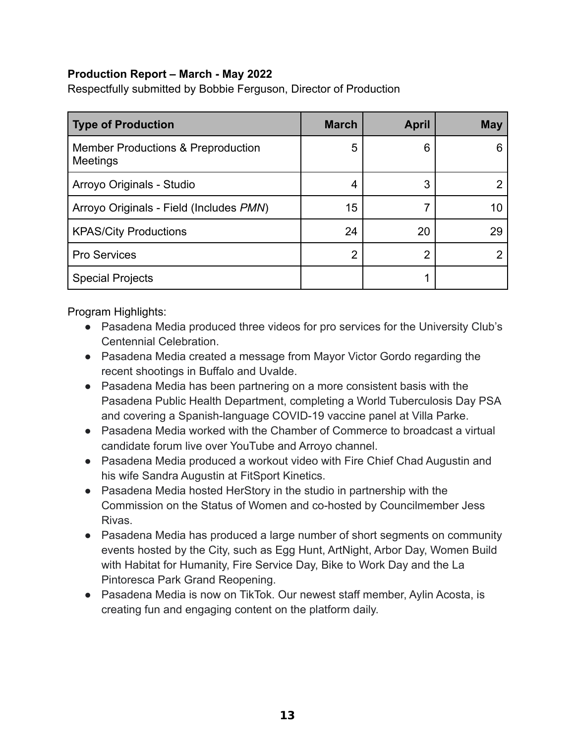**Production Report – March - May 2022**

Respectfully submitted by Bobbie Ferguson, Director of Production

| Type of Production | March | April | May |
|---|---|---|---|
| Member Productions & Preproduction Meetings | 5 | 6 | 6 |
| Arroyo Originals - Studio | 4 | 3 | 2 |
| Arroyo Originals - Field (Includes *PMN*) | 15 | 7 | 10 |
| KPAS/City Productions | 24 | 20 | 29 |
| Pro Services | 2 | 2 | 2 |
| Special Projects | | 1 | |

Program Highlights:

- Pasadena Media produced three videos for pro services for the University Club's Centennial Celebration.
- Pasadena Media created a message from Mayor Victor Gordo regarding the recent shootings in Buffalo and Uvalde.
- Pasadena Media has been partnering on a more consistent basis with the Pasadena Public Health Department, completing a World Tuberculosis Day PSA and covering a Spanish-language COVID-19 vaccine panel at Villa Parke.
- Pasadena Media worked with the Chamber of Commerce to broadcast a virtual candidate forum live over YouTube and Arroyo channel.
- Pasadena Media produced a workout video with Fire Chief Chad Augustin and his wife Sandra Augustin at FitSport Kinetics.
- Pasadena Media hosted HerStory in the studio in partnership with the Commission on the Status of Women and co-hosted by Councilmember Jess Rivas.
- Pasadena Media has produced a large number of short segments on community events hosted by the City, such as Egg Hunt, ArtNight, Arbor Day, Women Build with Habitat for Humanity, Fire Service Day, Bike to Work Day and the La Pintoresca Park Grand Reopening.
- Pasadena Media is now on TikTok. Our newest staff member, Aylin Acosta, is creating fun and engaging content on the platform daily.